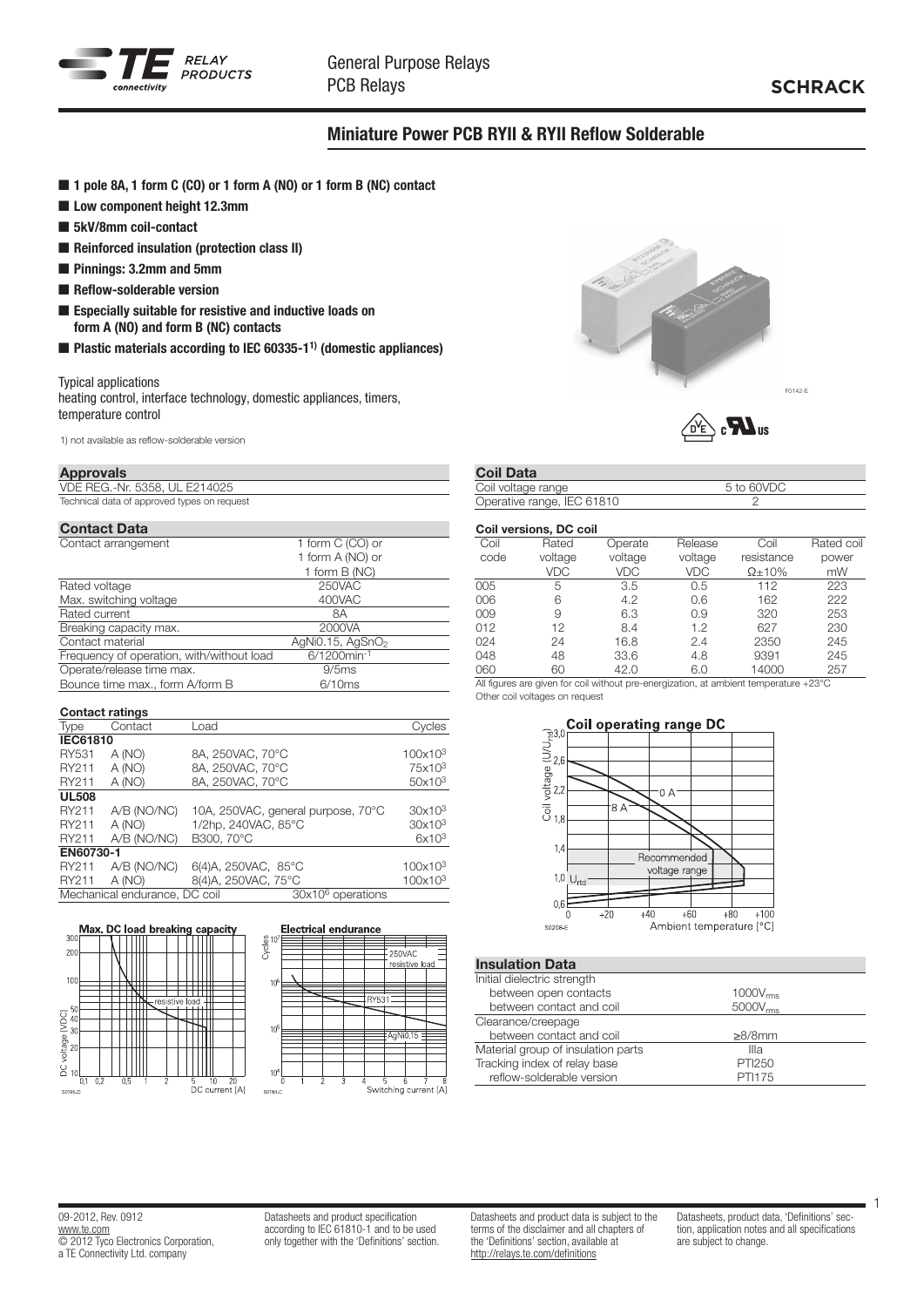# Miniature Power PCB RYII & RYII Reflow Solderable

- **1 pole 8A, 1 form C (CO) or 1 form A (NO) or 1 form B (NC) contact**
- **Low component height 12.3mm**
- **5kV/8mm coil-contact**
- **Reinforced insulation (protection class II)**
- **Pinnings: 3.2mm and 5mm**
- **Reflow-solderable version**
- **Especially suitable for resistive and inductive loads on form A (NO) and form B (NC) contacts**
- **Plastic materials according to IEC 60335-1[1] (domestic appliances)**

Typical applications
heating control, interface technology, domestic appliances, timers, temperature control

1) not available as reflow-solderable version

## Approvals

VDE REG.-Nr. 5358, UL E214025
Technical data of approved types on request

## Contact Data

| | |
|---|---|
| Contact arrangement | 1 form C (CO) or<br>1 form A (NO) or<br>1 form B (NC) |
| Rated voltage | 250VAC |
| Max. switching voltage | 400VAC |
| Rated current | 8A |
| Breaking capacity max. | 2000VA |
| Contact material | AgNi0.15, $AgSnO_2$ |
| Frequency of operation, with/without load | 6/1200min$^{-1}$ |
| Operate/release time max. | 9/5ms |
| Bounce time max., form A/form B | 6/10ms |

### Contact ratings

| Type | Contact | Load | Cycles |
|---|---|---|---|
| **IEC61810** | | | |
| RY531 | A (NO) | 8A, 250VAC, 70°C | 100x10$^3$ |
| RY211 | A (NO) | 8A, 250VAC, 70°C | 75x10$^3$ |
| RY211 | A (NO) | 8A, 250VAC, 70°C | 50x10$^3$ |
| **UL508** | | | |
| RY211 | A/B (NO/NC) | 10A, 250VAC, general purpose, 70°C | 30x10$^3$ |
| RY211 | A (NO) | 1/2hp, 240VAC, 85°C | 30x10$^3$ |
| RY211 | A/B (NO/NC) | B300, 70°C | 6x10$^3$ |
| **EN60730-1** | | | |
| RY211 | A/B (NO/NC) | 6(4)A, 250VAC, 85°C | 100x10$^3$ |
| RY211 | A (NO) | 8(4)A, 250VAC, 75°C | 100x10$^3$ |
| Mechanical endurance, DC coil | | 30x10$^6$ operations | |

Max. DC load breaking capacity

Electrical endurance

## Coil Data

| | |
|---|---|
| Coil voltage range | 5 to 60VDC |
| Operative range, IEC 61810 | 2 |

### Coil versions, DC coil

| Coil code | Rated voltage VDC | Operate voltage VDC | Release voltage VDC | Coil resistance Ω±10% | Rated coil power mW |
|---|---|---|---|---|---|
| 005 | 5 | 3.5 | 0.5 | 112 | 223 |
| 006 | 6 | 4.2 | 0.6 | 162 | 222 |
| 009 | 9 | 6.3 | 0.9 | 320 | 253 |
| 012 | 12 | 8.4 | 1.2 | 627 | 230 |
| 024 | 24 | 16.8 | 2.4 | 2350 | 245 |
| 048 | 48 | 33.6 | 4.8 | 9391 | 245 |
| 060 | 60 | 42.0 | 6.0 | 14000 | 257 |

All figures are given for coil without pre-energization, at ambient temperature +23°C
Other coil voltages on request

Coil operating range DC

## Insulation Data

| | |
|---|---|
| Initial dielectric strength | |
| between open contacts | 1000V$_{rms}$ |
| between contact and coil | 5000V$_{rms}$ |
| Clearance/creepage | |
| between contact and coil | ≥8/8mm |
| Material group of insulation parts | IIIa |
| Tracking index of relay base | PTI250 |
| reflow-solderable version | PTI175 |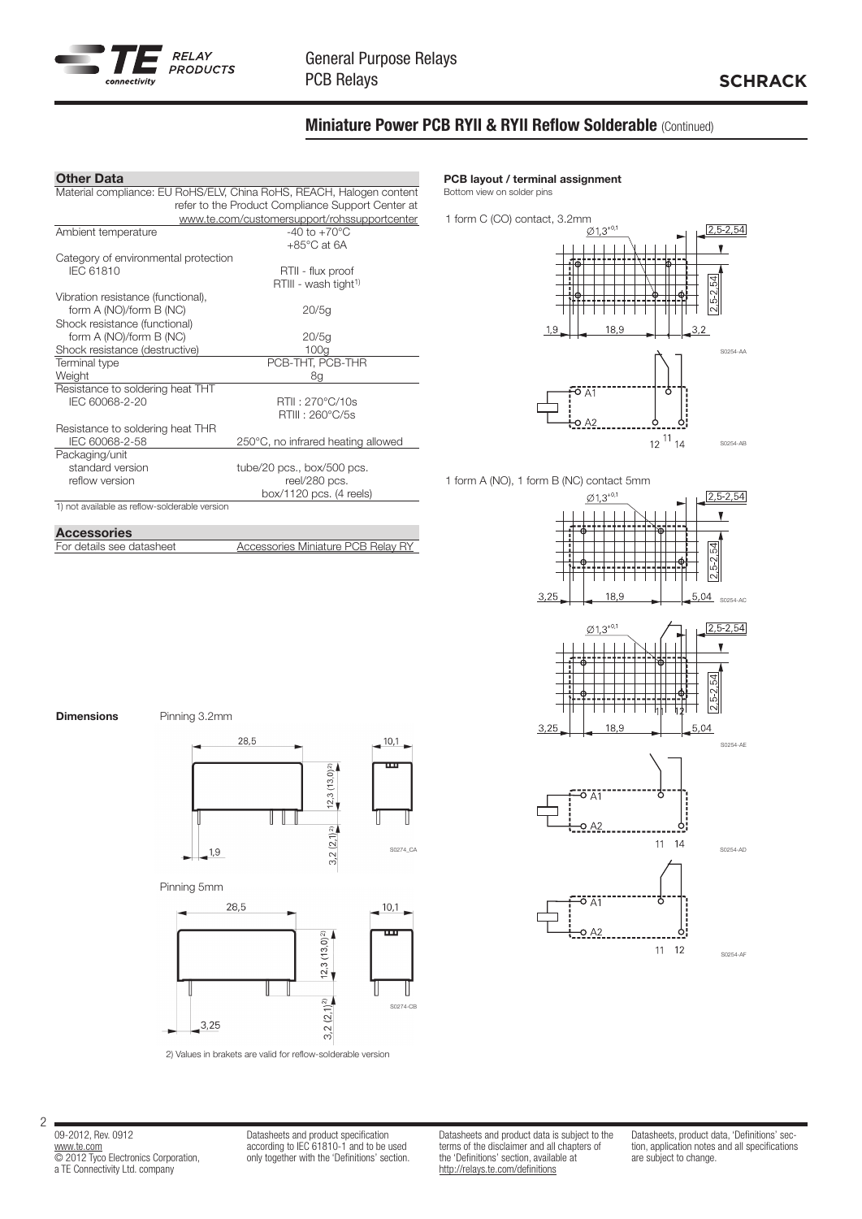## Miniature Power PCB RYII & RYII Reflow Solderable (Continued)

### Other Data

| | |
|---|---|
| Material compliance: EU RoHS/ELV, China RoHS, REACH, Halogen content refer to the Product Compliance Support Center at www.te.com/customersupport/rohssupportcenter | |
| Ambient temperature | -40 to +70°C<br>+85°C at 6A |
| Category of environmental protection<br>IEC 61810 | RTII - flux proof<br>RTIII - wash tight[1] |
| Vibration resistance (functional),<br>form A (NO)/form B (NC) | 20/5g |
| Shock resistance (functional)<br>form A (NO)/form B (NC) | 20/5g |
| Shock resistance (destructive) | 100g |
| Terminal type | PCB-THT, PCB-THR |
| Weight | 8g |
| Resistance to soldering heat THT<br>IEC 60068-2-20 | RTII : 270°C/10s<br>RTIII : 260°C/5s |
| Resistance to soldering heat THR<br>IEC 60068-2-58 | 250°C, no infrared heating allowed |
| Packaging/unit<br>standard version<br>reflow version | <br>tube/20 pcs., box/500 pcs.<br>reel/280 pcs.<br>box/1120 pcs. (4 reels) |

1) not available as reflow-solderable version

### Accessories

| | |
|---|---|
| For details see datasheet | Accessories Miniature PCB Relay RY |

### PCB layout / terminal assignment

Bottom view on solder pins

1 form C (CO) contact, 3.2mm

Ø1,3[+0,1] 2,5-2,54 2,5-2,54 1,9 18,9 3,2 S0254-AA

A1 A2 12 11 14 S0254-AB

1 form A (NO), 1 form B (NC) contact 5mm

Ø1,3[+0,1] 2,5-2,54 2,5-2,54 3,25 18,9 5,04 S0254-AC

Ø1,3[+0,1] 2,5-2,54 2,5-2,54 11 12 3,25 18,9 5,04 S0254-AE

A1 A2 11 14 S0254-AD

A1 A2 11 12 S0254-AF

### Dimensions

Pinning 3.2mm

28,5 10,1 12,3 (13,0)[2] 3,2 (2,1)[2] 1,9 S0274_CA

Pinning 5mm

28,5 10,1 12,3 (13,0)[2] 3,2 (2,1)[2] 3,25 S0274-CB

2) Values in brakets are valid for reflow-solderable version

09-2012, Rev. 0912
www.te.com
© 2012 Tyco Electronics Corporation, a TE Connectivity Ltd. company

Datasheets and product specification according to IEC 61810-1 and to be used only together with the 'Definitions' section.

Datasheets and product data is subject to the terms of the disclaimer and all chapters of the 'Definitions' section, available at http://relays.te.com/definitions

Datasheets, product data, 'Definitions' section, application notes and all specifications are subject to change.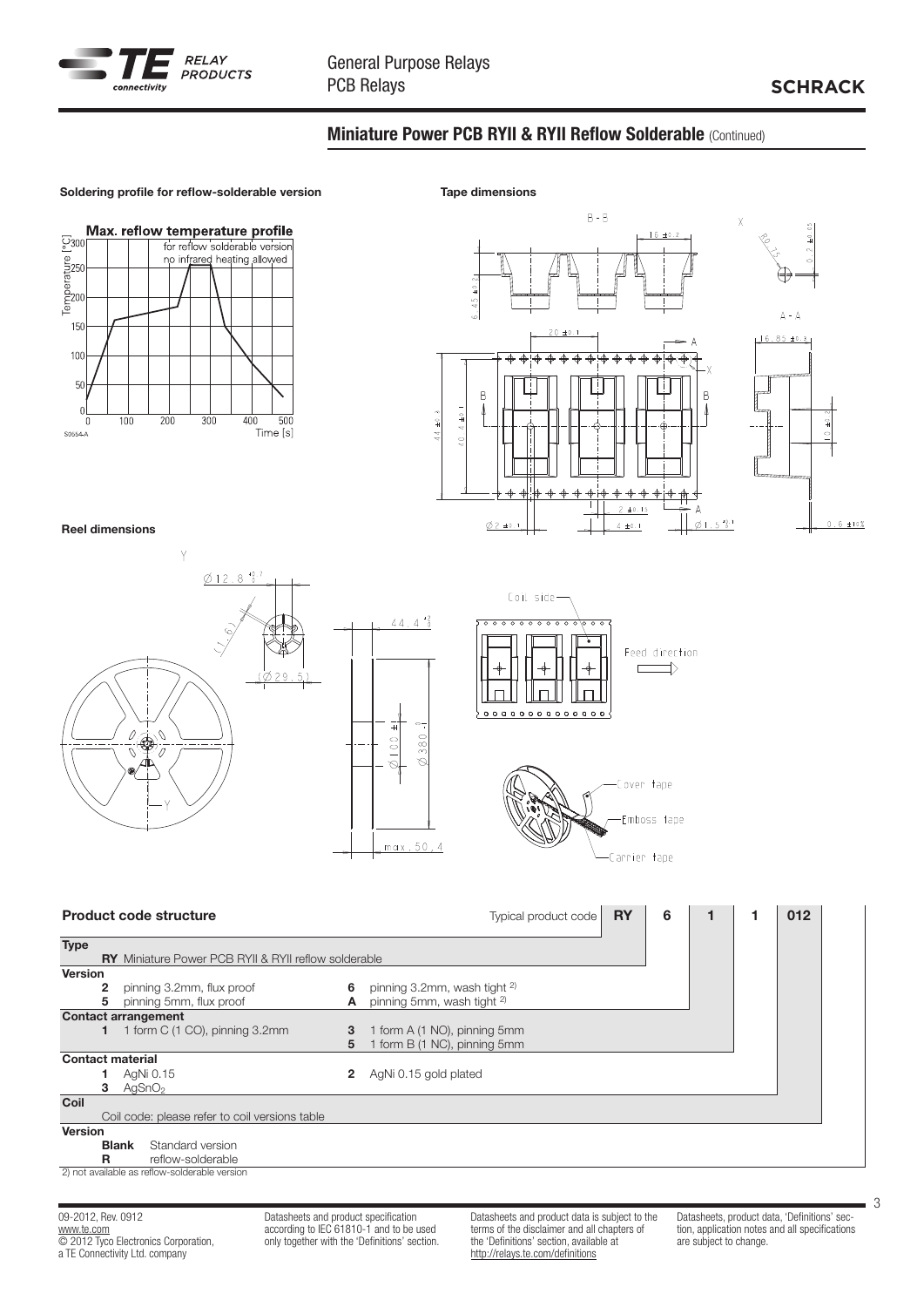## Miniature Power PCB RYII & RYII Reflow Solderable (Continued)

**Soldering profile for reflow-solderable version**

**Tape dimensions**

**Reel dimensions**

**Product code structure**

| Typical product code | RY | 6 | 1 | 1 | 012 |
|---|---|---|---|---|---|

**Type**

**RY** Miniature Power PCB RYII & RYII reflow solderable

**Version**

| | | | |
|---|---|---|---|
| **2** | pinning 3.2mm, flux proof | **6** | pinning 3.2mm, wash tight [2] |
| **5** | pinning 5mm, flux proof | **A** | pinning 5mm, wash tight [2] |

**Contact arrangement**

| | | | |
|---|---|---|---|
| **1** | 1 form C (1 CO), pinning 3.2mm | **3** | 1 form A (1 NO), pinning 5mm |
| | | **5** | 1 form B (1 NC), pinning 5mm |

**Contact material**

| | | | |
|---|---|---|---|
| **1** | AgNi 0.15 | **2** | AgNi 0.15 gold plated |
| **3** | $AgSnO_2$ | | |

**Coil**

Coil code: please refer to coil versions table

**Version**

| | |
|---|---|
| **Blank** | Standard version |
| **R** | reflow-solderable |

2) not available as reflow-solderable version

09-2012, Rev. 0912
www.te.com
© 2012 Tyco Electronics Corporation, a TE Connectivity Ltd. company

Datasheets and product specification according to IEC 61810-1 and to be used only together with the 'Definitions' section.

Datasheets and product data is subject to the terms of the disclaimer and all chapters of the 'Definitions' section, available at http://relays.te.com/definitions

Datasheets, product data, 'Definitions' section, application notes and all specifications are subject to change.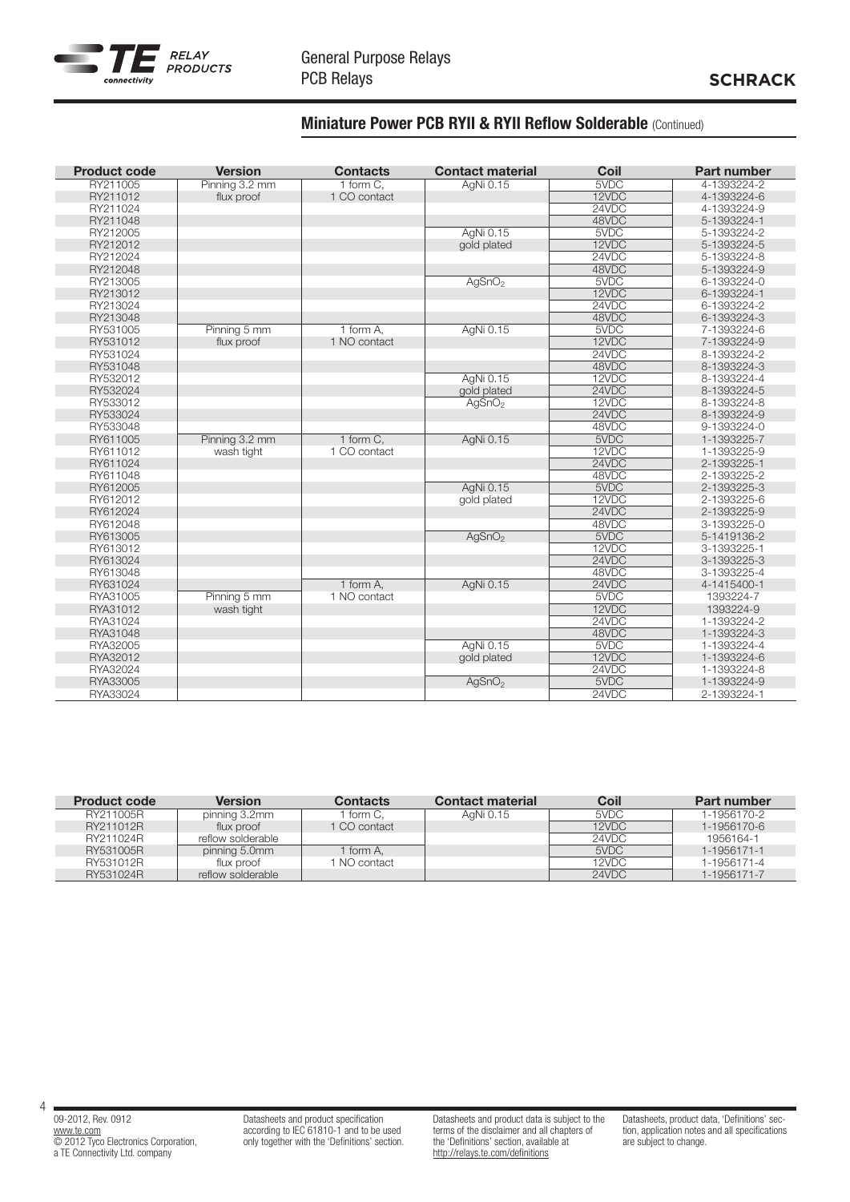## Miniature Power PCB RYII & RYII Reflow Solderable (Continued)

| Product code | Version | Contacts | Contact material | Coil | Part number |
|---|---|---|---|---|---|
| RY211005 | Pinning 3.2 mm | 1 form C, | AgNi 0.15 | 5VDC | 4-1393224-2 |
| RY211012 | flux proof | 1 CO contact | | 12VDC | 4-1393224-6 |
| RY211024 | | | | 24VDC | 4-1393224-9 |
| RY211048 | | | | 48VDC | 5-1393224-1 |
| RY212005 | | | AgNi 0.15 | 5VDC | 5-1393224-2 |
| RY212012 | | | gold plated | 12VDC | 5-1393224-5 |
| RY212024 | | | | 24VDC | 5-1393224-8 |
| RY212048 | | | | 48VDC | 5-1393224-9 |
| RY213005 | | | $AgSnO_2$ | 5VDC | 6-1393224-0 |
| RY213012 | | | | 12VDC | 6-1393224-1 |
| RY213024 | | | | 24VDC | 6-1393224-2 |
| RY213048 | | | | 48VDC | 6-1393224-3 |
| RY531005 | Pinning 5 mm | 1 form A, | AgNi 0.15 | 5VDC | 7-1393224-6 |
| RY531012 | flux proof | 1 NO contact | | 12VDC | 7-1393224-9 |
| RY531024 | | | | 24VDC | 8-1393224-2 |
| RY531048 | | | | 48VDC | 8-1393224-3 |
| RY532012 | | | AgNi 0.15 | 12VDC | 8-1393224-4 |
| RY532024 | | | gold plated | 24VDC | 8-1393224-5 |
| RY533012 | | | $AgSnO_2$ | 12VDC | 8-1393224-8 |
| RY533024 | | | | 24VDC | 8-1393224-9 |
| RY533048 | | | | 48VDC | 9-1393224-0 |
| RY611005 | Pinning 3.2 mm | 1 form C, | AgNi 0.15 | 5VDC | 1-1393225-7 |
| RY611012 | wash tight | 1 CO contact | | 12VDC | 1-1393225-9 |
| RY611024 | | | | 24VDC | 2-1393225-1 |
| RY611048 | | | | 48VDC | 2-1393225-2 |
| RY612005 | | | AgNi 0.15 | 5VDC | 2-1393225-3 |
| RY612012 | | | gold plated | 12VDC | 2-1393225-6 |
| RY612024 | | | | 24VDC | 2-1393225-9 |
| RY612048 | | | | 48VDC | 3-1393225-0 |
| RY613005 | | | $AgSnO_2$ | 5VDC | 5-1419136-2 |
| RY613012 | | | | 12VDC | 3-1393225-1 |
| RY613024 | | | | 24VDC | 3-1393225-3 |
| RY613048 | | | | 48VDC | 3-1393225-4 |
| RY631024 | | 1 form A, | AgNi 0.15 | 24VDC | 4-1415400-1 |
| RYA31005 | Pinning 5 mm | 1 NO contact | | 5VDC | 1393224-7 |
| RYA31012 | wash tight | | | 12VDC | 1393224-9 |
| RYA31024 | | | | 24VDC | 1-1393224-2 |
| RYA31048 | | | | 48VDC | 1-1393224-3 |
| RYA32005 | | | AgNi 0.15 | 5VDC | 1-1393224-4 |
| RYA32012 | | | gold plated | 12VDC | 1-1393224-6 |
| RYA32024 | | | | 24VDC | 1-1393224-8 |
| RYA33005 | | | $AgSnO_2$ | 5VDC | 1-1393224-9 |
| RYA33024 | | | | 24VDC | 2-1393224-1 |

| Product code | Version | Contacts | Contact material | Coil | Part number |
|---|---|---|---|---|---|
| RY211005R | pinning 3.2mm | 1 form C, | AgNi 0.15 | 5VDC | 1-1956170-2 |
| RY211012R | flux proof | 1 CO contact | | 12VDC | 1-1956170-6 |
| RY211024R | reflow solderable | | | 24VDC | 1956164-1 |
| RY531005R | pinning 5.0mm | 1 form A, | | 5VDC | 1-1956171-1 |
| RY531012R | flux proof | 1 NO contact | | 12VDC | 1-1956171-4 |
| RY531024R | reflow solderable | | | 24VDC | 1-1956171-7 |

09-2012, Rev. 0912
www.te.com
© 2012 Tyco Electronics Corporation, a TE Connectivity Ltd. company

Datasheets and product specification according to IEC 61810-1 and to be used only together with the 'Definitions' section.

Datasheets and product data is subject to the terms of the disclaimer and all chapters of the 'Definitions' section, available at http://relays.te.com/definitions

Datasheets, product data, 'Definitions' section, application notes and all specifications are subject to change.